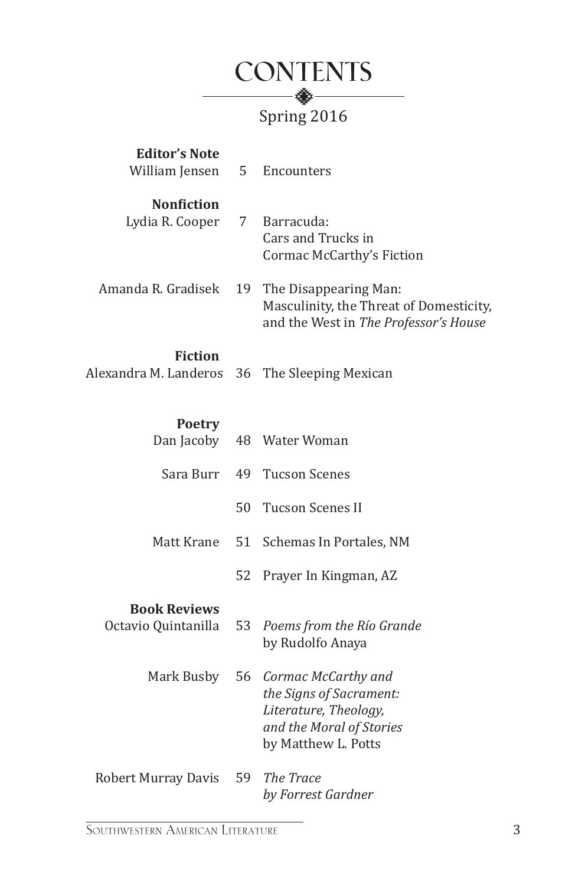# CONTENTS

Spring 2016

**Editor's Note**

William Jensen 5 Encounters

**Nonfiction**

Lydia R. Cooper 7 Barracuda: Cars and Trucks in Cormac McCarthy's Fiction

Amanda R. Gradisek 19 The Disappearing Man: Masculinity, the Threat of Domesticity, and the West in *The Professor's House*

**Fiction**

Alexandra M. Landeros 36 The Sleeping Mexican

**Poetry**

Dan Jacoby 48 Water Woman

Sara Burr 49 Tucson Scenes

50 Tucson Scenes II

Matt Krane 51 Schemas In Portales, NM

52 Prayer In Kingman, AZ

**Book Reviews**

Octavio Quintanilla 53 *Poems from the Río Grande* by Rudolfo Anaya

Mark Busby 56 *Cormac McCarthy and the Signs of Sacrament: Literature, Theology, and the Moral of Stories* by Matthew L. Potts

Robert Murray Davis 59 *The Trace by Forrest Gardner*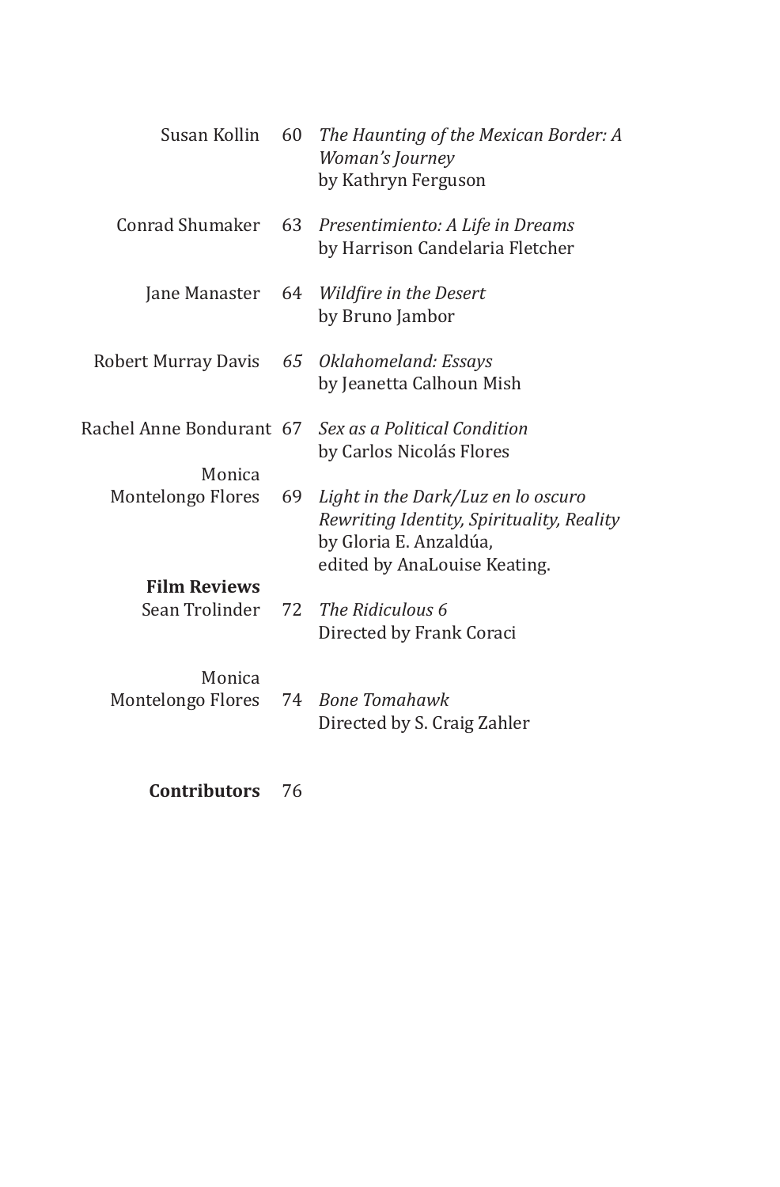| | | |
|---|---|---|
| Susan Kollin | 60 | *The Haunting of the Mexican Border: A Woman's Journey* by Kathryn Ferguson |
| Conrad Shumaker | 63 | *Presentimiento: A Life in Dreams* by Harrison Candelaria Fletcher |
| Jane Manaster | 64 | *Wildfire in the Desert* by Bruno Jambor |
| Robert Murray Davis | 65 | *Oklahomeland: Essays* by Jeanetta Calhoun Mish |
| Rachel Anne Bondurant | 67 | *Sex as a Political Condition* by Carlos Nicolás Flores |
| Monica Montelongo Flores | 69 | *Light in the Dark/Luz en lo oscuro Rewriting Identity, Spirituality, Reality* by Gloria E. Anzaldúa, edited by AnaLouise Keating. |
| **Film Reviews** | | |
| Sean Trolinder | 72 | *The Ridiculous 6* Directed by Frank Coraci |
| Monica Montelongo Flores | 74 | *Bone Tomahawk* Directed by S. Craig Zahler |
| **Contributors** | 76 | |